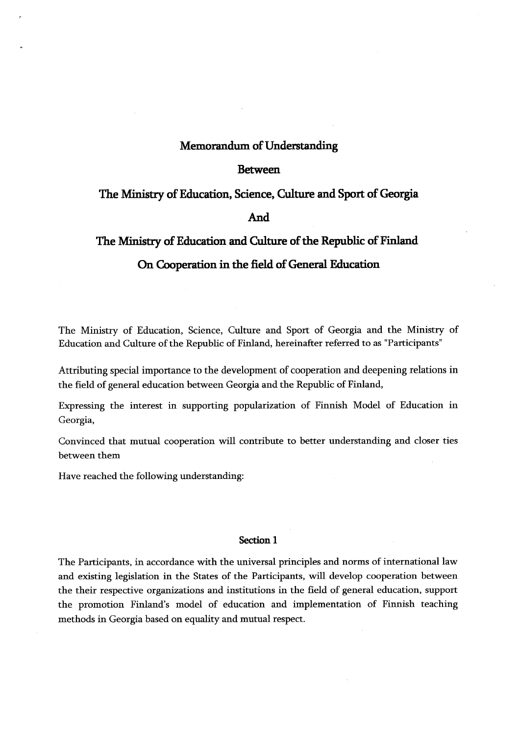# Memorandum of Understanding

## Between

## The Ministry of Education, Science, Culture and Sport of Georgia

## And

## The Ministry of Education and Culture of the Republic of Finland

## On Cooperation in the field of General Education

The Ministry of Education, Science, Culture and Sport of Georgia and the Ministry of Education and Culture of the Republic of Finland, hereinafter referred to as "Participants"

Attributing special importance to the development of cooperation and deepening relations in the field of general education between Georgia and the Republic of Finland,

Expressing the interest in supporting popularization of Finnish Model of Education in Georgia,

Convinced that mutual cooperation will contribute to better understanding and closer ties between them

Have reached the following understanding:

### Section 1

The Participants, in accordance with the universal principles and norms of international law and existing legislation in the States of the Participants, will develop cooperation between the their respective organizations and institutions in the field of general education, support the promotion Finland's model of education and implementation of Finnish teaching methods in Georgia based on equality and mutual respect.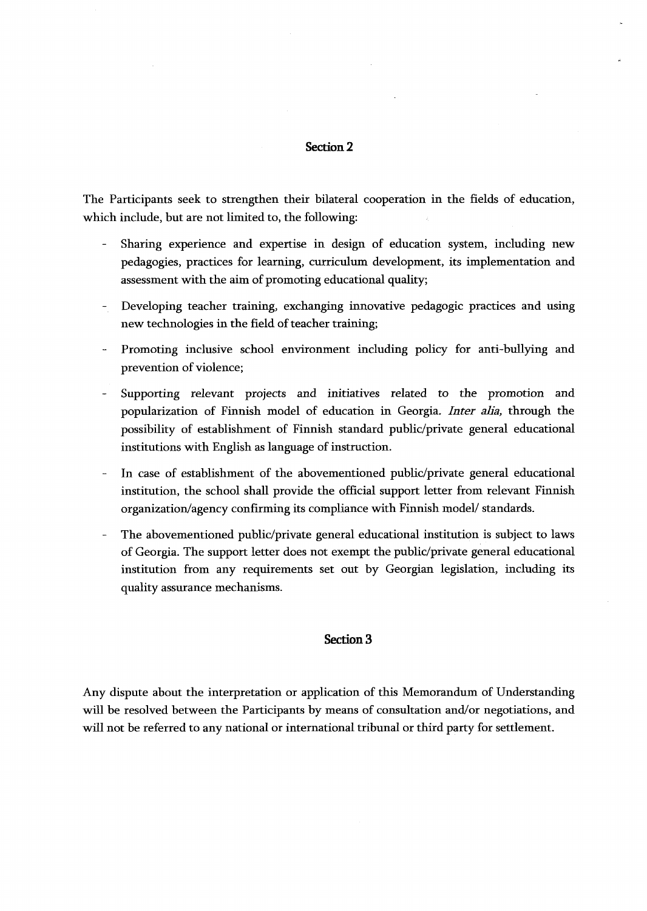## Section 2

The Participants seek to strengthen their bilateral cooperation in the fields of education, which include, but are not limited to, the following:

- Sharing experience and expertise in design of education system, including new pedagogies, practices for learning, curriculum development, its implementation and assessment with the aim of promoting educational quality;
- Developing teacher training, exchanging innovative pedagogic practices and using new technologies in the field of teacher training;
- Promoting inclusive school environment including policy for anti-bullying and prevention of violence;
- Supporting relevant projects and initiatives related to the promotion and popularization of Finnish model of education in Georgia. *Inter alia,* through the possibility of establishment of Finnish standard public/private general educational institutions with English as language of instruction.
- In case of establishment of the abovementioned public/private general educational institution, the school shall provide the official support letter from relevant Finnish organization/agency confirming its compliance with Finnish model/ standards.
- The abovementioned public/private general educational institution is subject to laws of Georgia. The support letter does not exempt the public/private general educational institution from any requirements set out by Georgian legislation, including its quality assurance mechanisms.

## Section 3

Any dispute about the interpretation or application of this Memorandum of Understanding will be resolved between the Participants by means of consultation and/or negotiations, and will not be referred to any national or international tribunal or third party for settlement.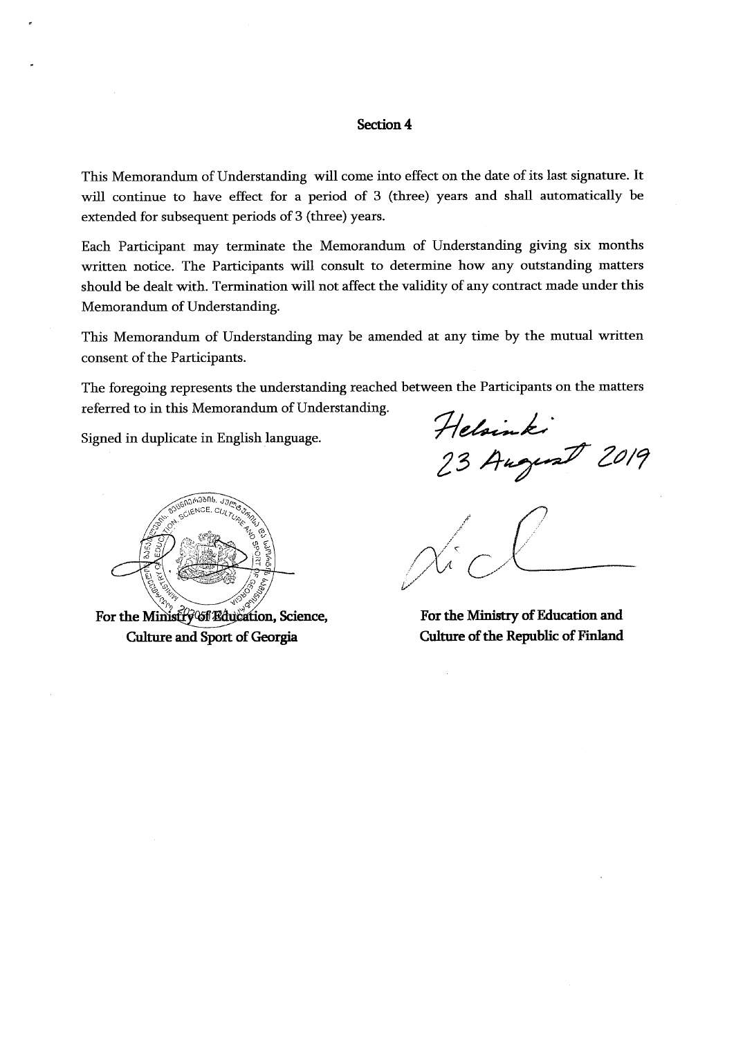## Section 4

This Memorandum of Understanding will come into effect on the date of its last signature. It will continue to have effect for a period of 3 (three) years and shall automatically be extended for subsequent periods of 3 (three) years.

Each Participant may terminate the Memorandum of Understanding giving six months written notice. The Participants will consult to determine how any outstanding matters should be dealt with. Termination will not affect the validity of any contract made under this Memorandum of Understanding.

This Memorandum of Understanding may be amended at any time by the mutual written consent of the Participants.

The foregoing represents the understanding reached between the Participants on the matters referred to in this Memorandum of Understanding.

Signed in duplicate in English language.

Helsinki
23 August 2019

**For the Ministry of Education, Science, Culture and Sport of Georgia**

**For the Ministry of Education and Culture of the Republic of Finland**